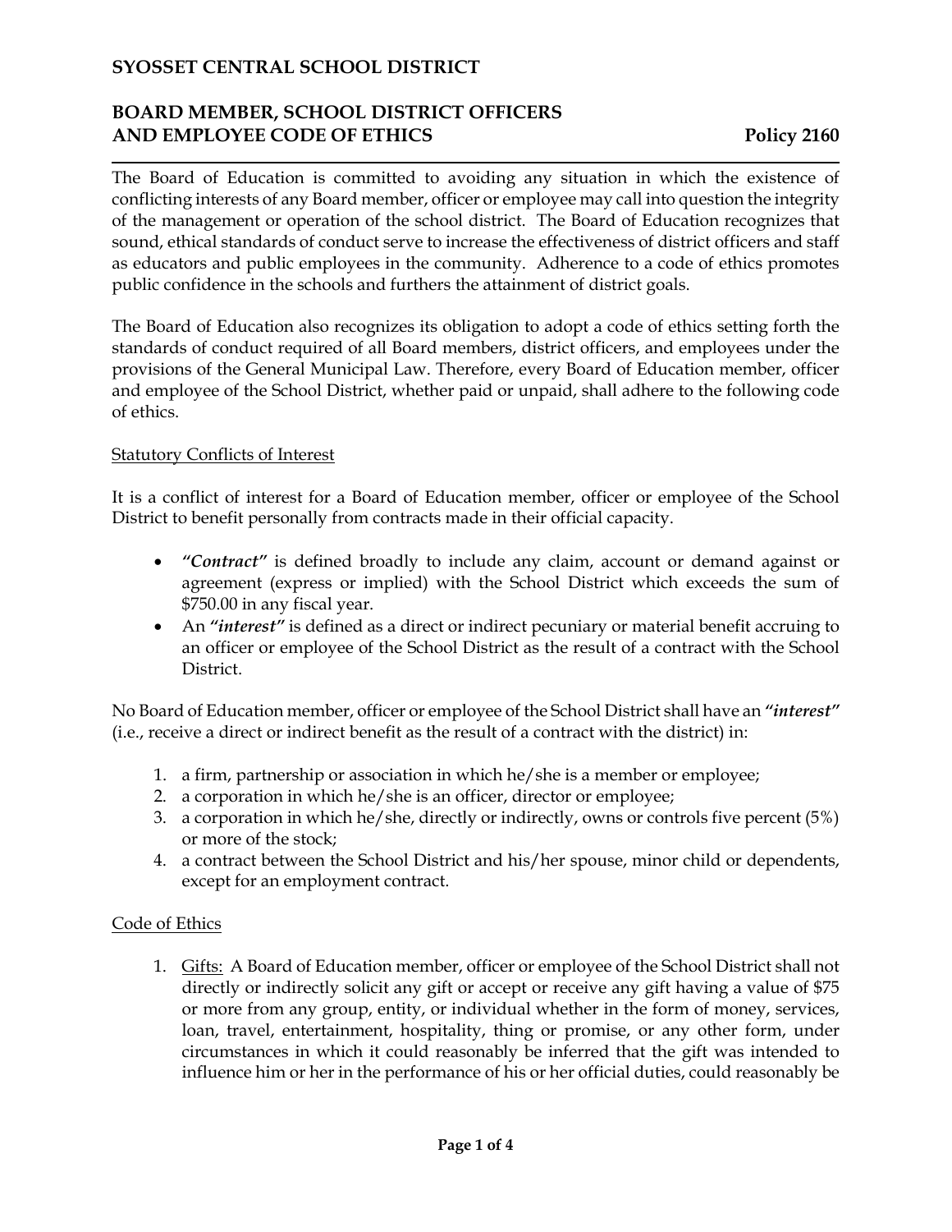# SYOSSET CENTRAL SCHOOL DISTRICT

## BOARD MEMBER, SCHOOL DISTRICT OFFICERS AND EMPLOYEE CODE OF ETHICS — Policy 2160

The Board of Education is committed to avoiding any situation in which the existence of conflicting interests of any Board member, officer or employee may call into question the integrity of the management or operation of the school district. The Board of Education recognizes that sound, ethical standards of conduct serve to increase the effectiveness of district officers and staff as educators and public employees in the community. Adherence to a code of ethics promotes public confidence in the schools and furthers the attainment of district goals.

The Board of Education also recognizes its obligation to adopt a code of ethics setting forth the standards of conduct required of all Board members, district officers, and employees under the provisions of the General Municipal Law. Therefore, every Board of Education member, officer and employee of the School District, whether paid or unpaid, shall adhere to the following code of ethics.

### Statutory Conflicts of Interest

It is a conflict of interest for a Board of Education member, officer or employee of the School District to benefit personally from contracts made in their official capacity.

- ***"Contract"*** is defined broadly to include any claim, account or demand against or agreement (express or implied) with the School District which exceeds the sum of $750.00 in any fiscal year.
- An ***"interest"*** is defined as a direct or indirect pecuniary or material benefit accruing to an officer or employee of the School District as the result of a contract with the School District.

No Board of Education member, officer or employee of the School District shall have an ***"interest"*** (i.e., receive a direct or indirect benefit as the result of a contract with the district) in:

1. a firm, partnership or association in which he/she is a member or employee;
2. a corporation in which he/she is an officer, director or employee;
3. a corporation in which he/she, directly or indirectly, owns or controls five percent (5%) or more of the stock;
4. a contract between the School District and his/her spouse, minor child or dependents, except for an employment contract.

### Code of Ethics

1. Gifts: A Board of Education member, officer or employee of the School District shall not directly or indirectly solicit any gift or accept or receive any gift having a value of $75 or more from any group, entity, or individual whether in the form of money, services, loan, travel, entertainment, hospitality, thing or promise, or any other form, under circumstances in which it could reasonably be inferred that the gift was intended to influence him or her in the performance of his or her official duties, could reasonably be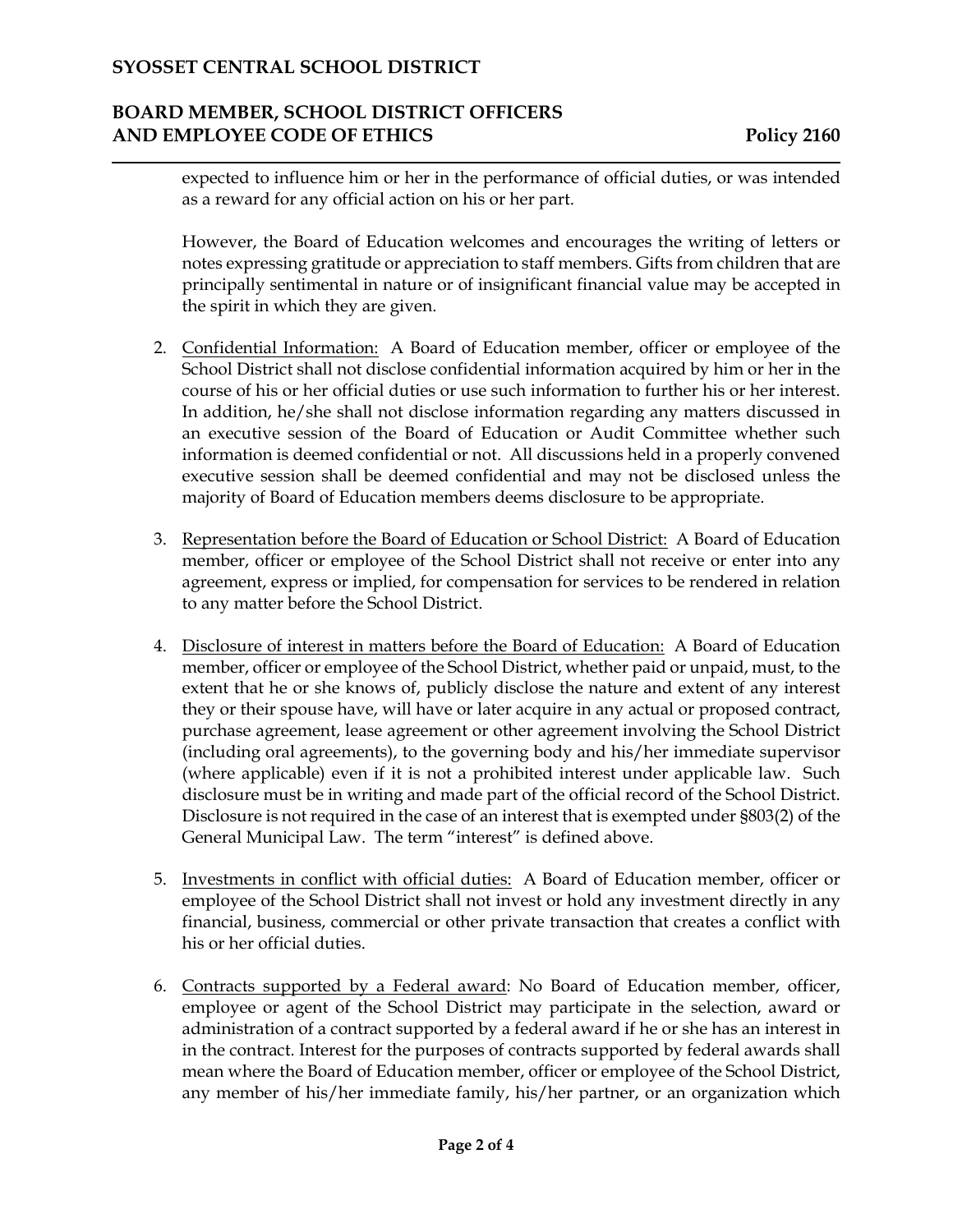expected to influence him or her in the performance of official duties, or was intended as a reward for any official action on his or her part.

However, the Board of Education welcomes and encourages the writing of letters or notes expressing gratitude or appreciation to staff members. Gifts from children that are principally sentimental in nature or of insignificant financial value may be accepted in the spirit in which they are given.

2. Confidential Information: A Board of Education member, officer or employee of the School District shall not disclose confidential information acquired by him or her in the course of his or her official duties or use such information to further his or her interest. In addition, he/she shall not disclose information regarding any matters discussed in an executive session of the Board of Education or Audit Committee whether such information is deemed confidential or not. All discussions held in a properly convened executive session shall be deemed confidential and may not be disclosed unless the majority of Board of Education members deems disclosure to be appropriate.

3. Representation before the Board of Education or School District: A Board of Education member, officer or employee of the School District shall not receive or enter into any agreement, express or implied, for compensation for services to be rendered in relation to any matter before the School District.

4. Disclosure of interest in matters before the Board of Education: A Board of Education member, officer or employee of the School District, whether paid or unpaid, must, to the extent that he or she knows of, publicly disclose the nature and extent of any interest they or their spouse have, will have or later acquire in any actual or proposed contract, purchase agreement, lease agreement or other agreement involving the School District (including oral agreements), to the governing body and his/her immediate supervisor (where applicable) even if it is not a prohibited interest under applicable law. Such disclosure must be in writing and made part of the official record of the School District. Disclosure is not required in the case of an interest that is exempted under §803(2) of the General Municipal Law. The term "interest" is defined above.

5. Investments in conflict with official duties: A Board of Education member, officer or employee of the School District shall not invest or hold any investment directly in any financial, business, commercial or other private transaction that creates a conflict with his or her official duties.

6. Contracts supported by a Federal award: No Board of Education member, officer, employee or agent of the School District may participate in the selection, award or administration of a contract supported by a federal award if he or she has an interest in in the contract. Interest for the purposes of contracts supported by federal awards shall mean where the Board of Education member, officer or employee of the School District, any member of his/her immediate family, his/her partner, or an organization which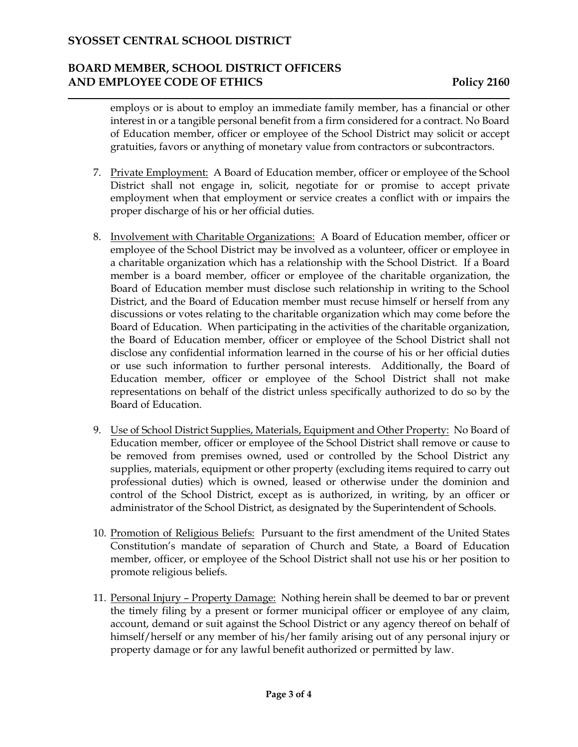employs or is about to employ an immediate family member, has a financial or other interest in or a tangible personal benefit from a firm considered for a contract. No Board of Education member, officer or employee of the School District may solicit or accept gratuities, favors or anything of monetary value from contractors or subcontractors.

7. Private Employment: A Board of Education member, officer or employee of the School District shall not engage in, solicit, negotiate for or promise to accept private employment when that employment or service creates a conflict with or impairs the proper discharge of his or her official duties.

8. Involvement with Charitable Organizations: A Board of Education member, officer or employee of the School District may be involved as a volunteer, officer or employee in a charitable organization which has a relationship with the School District. If a Board member is a board member, officer or employee of the charitable organization, the Board of Education member must disclose such relationship in writing to the School District, and the Board of Education member must recuse himself or herself from any discussions or votes relating to the charitable organization which may come before the Board of Education. When participating in the activities of the charitable organization, the Board of Education member, officer or employee of the School District shall not disclose any confidential information learned in the course of his or her official duties or use such information to further personal interests. Additionally, the Board of Education member, officer or employee of the School District shall not make representations on behalf of the district unless specifically authorized to do so by the Board of Education.

9. Use of School District Supplies, Materials, Equipment and Other Property: No Board of Education member, officer or employee of the School District shall remove or cause to be removed from premises owned, used or controlled by the School District any supplies, materials, equipment or other property (excluding items required to carry out professional duties) which is owned, leased or otherwise under the dominion and control of the School District, except as is authorized, in writing, by an officer or administrator of the School District, as designated by the Superintendent of Schools.

10. Promotion of Religious Beliefs: Pursuant to the first amendment of the United States Constitution's mandate of separation of Church and State, a Board of Education member, officer, or employee of the School District shall not use his or her position to promote religious beliefs.

11. Personal Injury – Property Damage: Nothing herein shall be deemed to bar or prevent the timely filing by a present or former municipal officer or employee of any claim, account, demand or suit against the School District or any agency thereof on behalf of himself/herself or any member of his/her family arising out of any personal injury or property damage or for any lawful benefit authorized or permitted by law.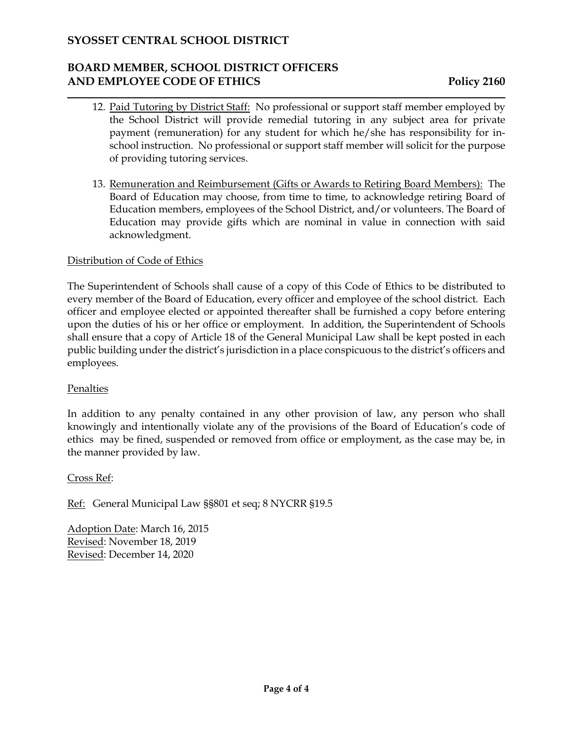12. Paid Tutoring by District Staff: No professional or support staff member employed by the School District will provide remedial tutoring in any subject area for private payment (remuneration) for any student for which he/she has responsibility for in-school instruction. No professional or support staff member will solicit for the purpose of providing tutoring services.

13. Remuneration and Reimbursement (Gifts or Awards to Retiring Board Members): The Board of Education may choose, from time to time, to acknowledge retiring Board of Education members, employees of the School District, and/or volunteers. The Board of Education may provide gifts which are nominal in value in connection with said acknowledgment.

Distribution of Code of Ethics

The Superintendent of Schools shall cause of a copy of this Code of Ethics to be distributed to every member of the Board of Education, every officer and employee of the school district. Each officer and employee elected or appointed thereafter shall be furnished a copy before entering upon the duties of his or her office or employment. In addition, the Superintendent of Schools shall ensure that a copy of Article 18 of the General Municipal Law shall be kept posted in each public building under the district's jurisdiction in a place conspicuous to the district's officers and employees.

Penalties

In addition to any penalty contained in any other provision of law, any person who shall knowingly and intentionally violate any of the provisions of the Board of Education's code of ethics may be fined, suspended or removed from office or employment, as the case may be, in the manner provided by law.

Cross Ref:

Ref: General Municipal Law §§801 et seq; 8 NYCRR §19.5

Adoption Date: March 16, 2015
Revised: November 18, 2019
Revised: December 14, 2020